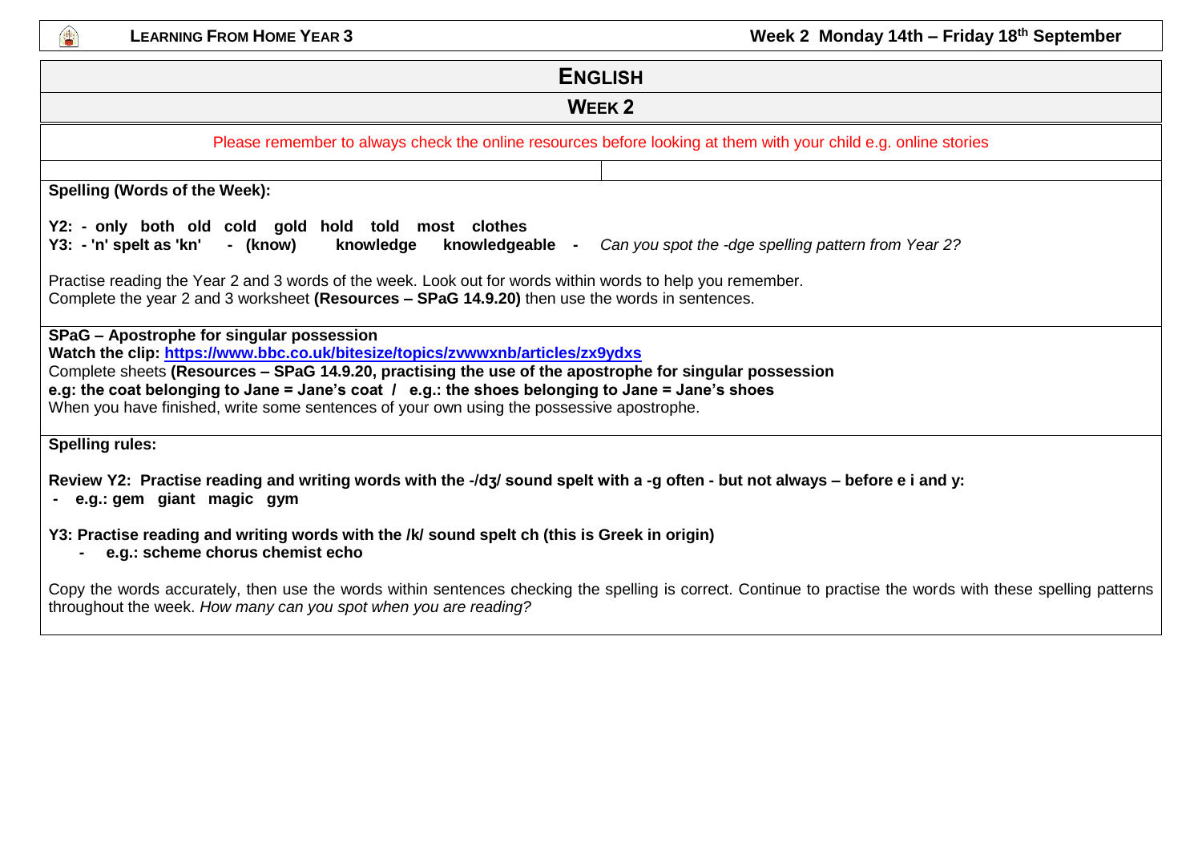# ENGLISH

## WEEK 2

Please remember to always check the online resources before looking at them with your child e.g. online stories

**Spelling (Words of the Week):**

**Y2: - only both old cold gold hold told most clothes**
**Y3: - 'n' spelt as 'kn' - (know) knowledge knowledgeable -** *Can you spot the -dge spelling pattern from Year 2?*

Practise reading the Year 2 and 3 words of the week. Look out for words within words to help you remember.
Complete the year 2 and 3 worksheet **(Resources – SPaG 14.9.20)** then use the words in sentences.

**SPaG – Apostrophe for singular possession**
**Watch the clip: https://www.bbc.co.uk/bitesize/topics/zvwwxnb/articles/zx9ydxs**
Complete sheets **(Resources – SPaG 14.9.20, practising the use of the apostrophe for singular possession**
**e.g: the coat belonging to Jane = Jane's coat / e.g.: the shoes belonging to Jane = Jane's shoes**
When you have finished, write some sentences of your own using the possessive apostrophe.

**Spelling rules:**

**Review Y2: Practise reading and writing words with the -/dʒ/ sound spelt with a -g often - but not always – before e i and y:**
- **e.g.: gem giant magic gym**

**Y3: Practise reading and writing words with the /k/ sound spelt ch (this is Greek in origin)**
- **e.g.: scheme chorus chemist echo**

Copy the words accurately, then use the words within sentences checking the spelling is correct. Continue to practise the words with these spelling patterns throughout the week. *How many can you spot when you are reading?*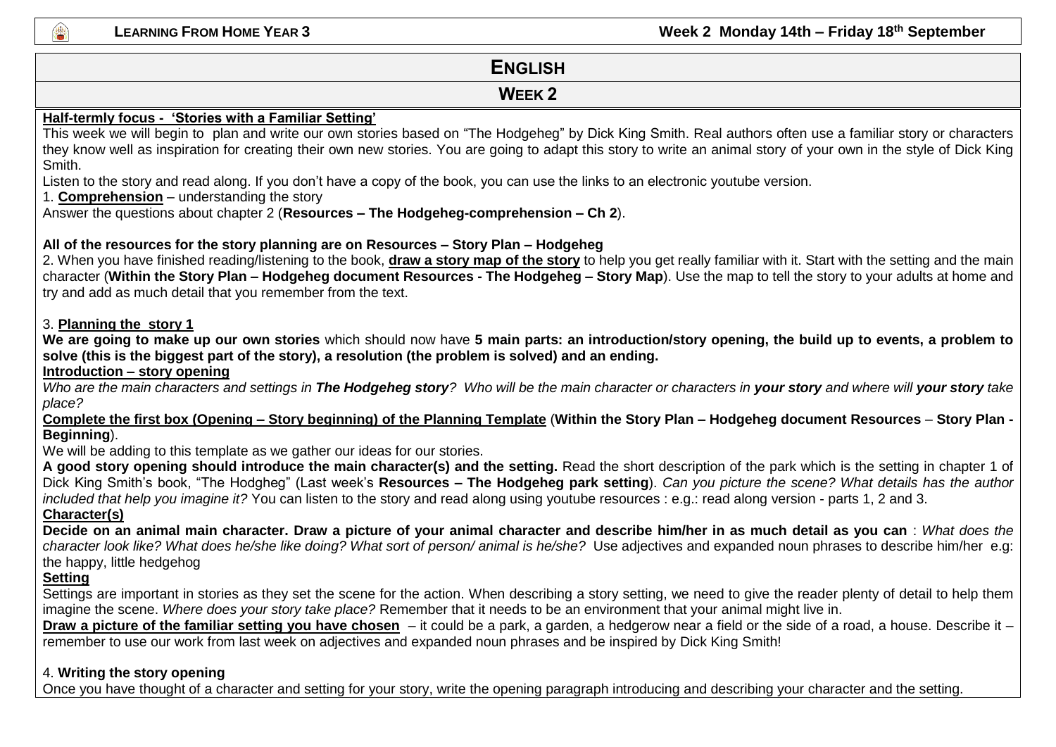# ENGLISH

## WEEK 2

**Half-termly focus - 'Stories with a Familiar Setting'**

This week we will begin to plan and write our own stories based on "The Hodgeheg" by Dick King Smith. Real authors often use a familiar story or characters they know well as inspiration for creating their own new stories. You are going to adapt this story to write an animal story of your own in the style of Dick King Smith.

Listen to the story and read along. If you don't have a copy of the book, you can use the links to an electronic youtube version.

1. **Comprehension** – understanding the story

Answer the questions about chapter 2 (**Resources – The Hodgeheg-comprehension – Ch 2**).

**All of the resources for the story planning are on Resources – Story Plan – Hodgeheg**

2. When you have finished reading/listening to the book, **draw a story map of the story** to help you get really familiar with it. Start with the setting and the main character (**Within the Story Plan – Hodgeheg document Resources - The Hodgeheg – Story Map**). Use the map to tell the story to your adults at home and try and add as much detail that you remember from the text.

3. **Planning the story 1**

**We are going to make up our own stories** which should now have **5 main parts: an introduction/story opening, the build up to events, a problem to solve (this is the biggest part of the story), a resolution (the problem is solved) and an ending.**

**Introduction – story opening**

*Who are the main characters and settings in **The Hodgeheg story**? Who will be the main character or characters in **your story** and where will **your story** take place?*

**Complete the first box (Opening – Story beginning) of the Planning Template** (**Within the Story Plan – Hodgeheg document Resources** – **Story Plan - Beginning**).

We will be adding to this template as we gather our ideas for our stories.

**A good story opening should introduce the main character(s) and the setting.** Read the short description of the park which is the setting in chapter 1 of Dick King Smith's book, "The Hodgheg" (Last week's **Resources – The Hodgeheg park setting**). *Can you picture the scene? What details has the author included that help you imagine it?* You can listen to the story and read along using youtube resources : e.g.: read along version - parts 1, 2 and 3.

**Character(s)**

**Decide on an animal main character. Draw a picture of your animal character and describe him/her in as much detail as you can** : *What does the character look like? What does he/she like doing? What sort of person/ animal is he/she?* Use adjectives and expanded noun phrases to describe him/her e.g: the happy, little hedgehog

**Setting**

Settings are important in stories as they set the scene for the action. When describing a story setting, we need to give the reader plenty of detail to help them imagine the scene. *Where does your story take place?* Remember that it needs to be an environment that your animal might live in.

**Draw a picture of the familiar setting you have chosen** – it could be a park, a garden, a hedgerow near a field or the side of a road, a house. Describe it – remember to use our work from last week on adjectives and expanded noun phrases and be inspired by Dick King Smith!

4. **Writing the story opening**

Once you have thought of a character and setting for your story, write the opening paragraph introducing and describing your character and the setting.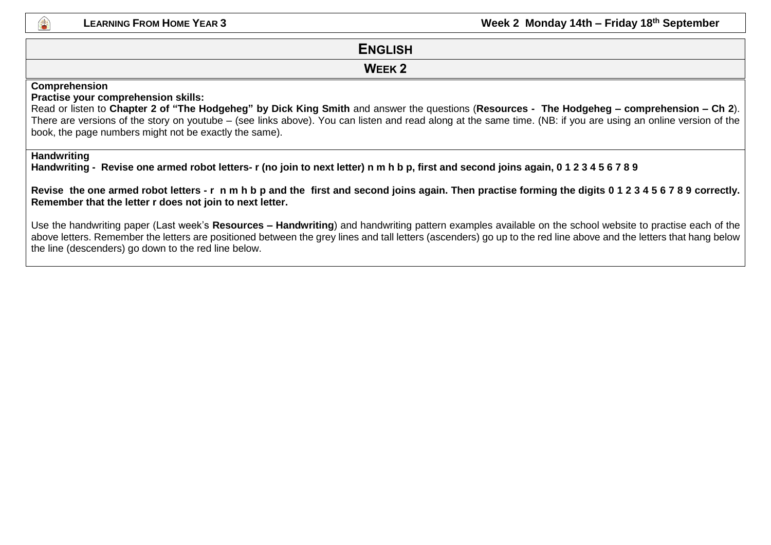# ENGLISH

## WEEK 2

**Comprehension**

**Practise your comprehension skills:**

Read or listen to **Chapter 2 of "The Hodgeheg" by Dick King Smith** and answer the questions (**Resources - The Hodgeheg – comprehension – Ch 2**). There are versions of the story on youtube – (see links above). You can listen and read along at the same time. (NB: if you are using an online version of the book, the page numbers might not be exactly the same).

**Handwriting**

**Handwriting - Revise one armed robot letters- r (no join to next letter) n m h b p, first and second joins again, 0 1 2 3 4 5 6 7 8 9**

**Revise the one armed robot letters - r n m h b p and the first and second joins again. Then practise forming the digits 0 1 2 3 4 5 6 7 8 9 correctly. Remember that the letter r does not join to next letter.**

Use the handwriting paper (Last week's **Resources – Handwriting**) and handwriting pattern examples available on the school website to practise each of the above letters. Remember the letters are positioned between the grey lines and tall letters (ascenders) go up to the red line above and the letters that hang below the line (descenders) go down to the red line below.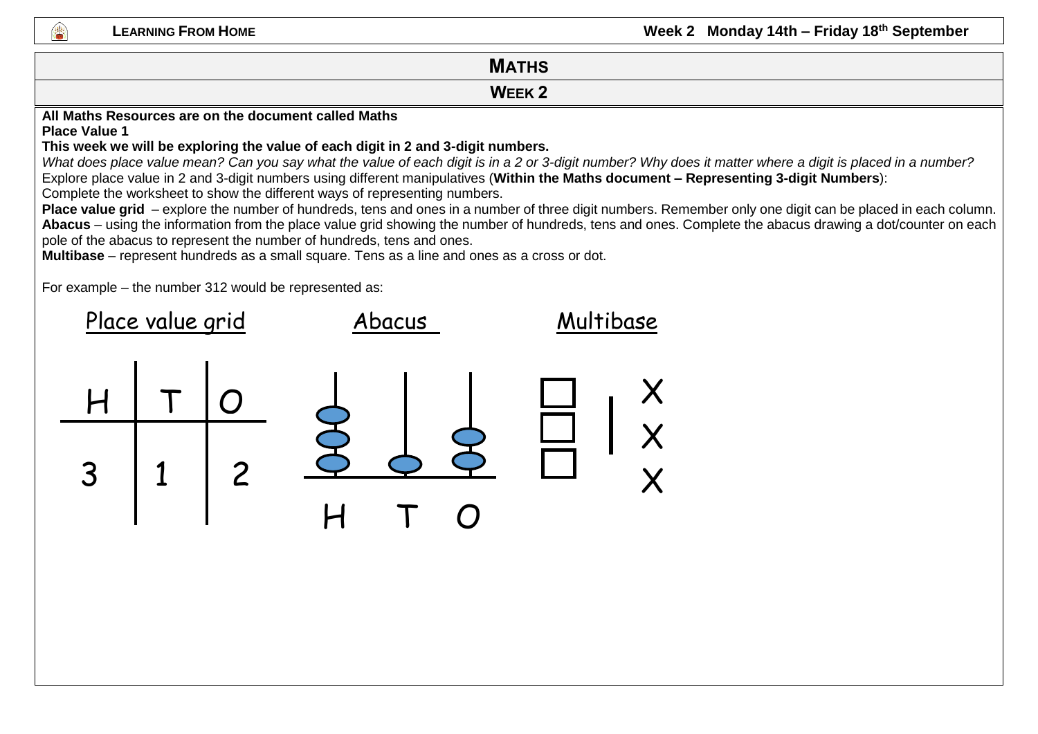# MATHS

## WEEK 2

**All Maths Resources are on the document called Maths**

**Place Value 1**

**This week we will be exploring the value of each digit in 2 and 3-digit numbers.**

*What does place value mean? Can you say what the value of each digit is in a 2 or 3-digit number? Why does it matter where a digit is placed in a number?*

Explore place value in 2 and 3-digit numbers using different manipulatives (**Within the Maths document – Representing 3-digit Numbers**):

Complete the worksheet to show the different ways of representing numbers.

**Place value grid** – explore the number of hundreds, tens and ones in a number of three digit numbers. Remember only one digit can be placed in each column.

**Abacus** – using the information from the place value grid showing the number of hundreds, tens and ones. Complete the abacus drawing a dot/counter on each pole of the abacus to represent the number of hundreds, tens and ones.

**Multibase** – represent hundreds as a small square. Tens as a line and ones as a cross or dot.

For example – the number 312 would be represented as:

Place value grid

| H | T | O |
| --- | --- | --- |
| 3 | 1 | 2 |

Abacus

H T O

Multibase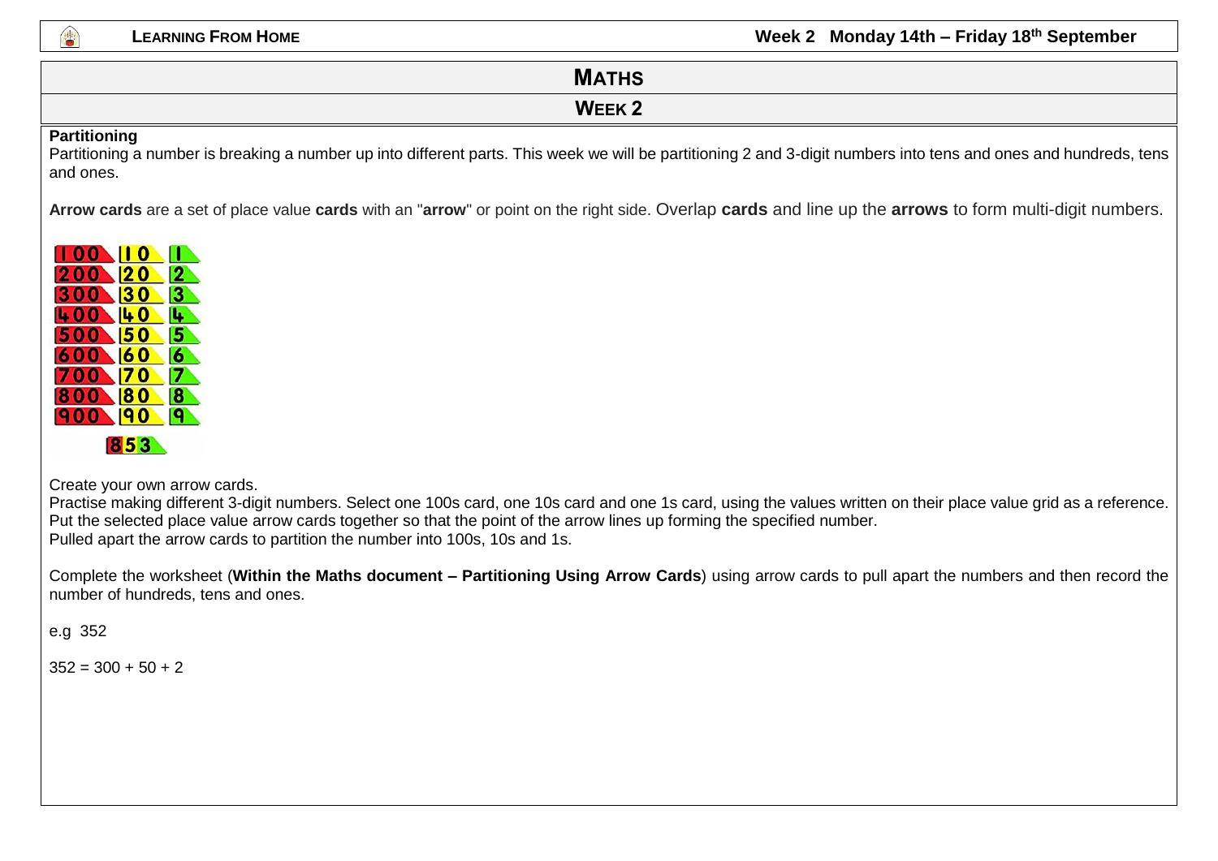# MATHS

## WEEK 2

**Partitioning**

Partitioning a number is breaking a number up into different parts. This week we will be partitioning 2 and 3-digit numbers into tens and ones and hundreds, tens and ones.

**Arrow cards** are a set of place value **cards** with an "**arrow**" or point on the right side. Overlap **cards** and line up the **arrows** to form multi-digit numbers.

Create your own arrow cards.

Practise making different 3-digit numbers. Select one 100s card, one 10s card and one 1s card, using the values written on their place value grid as a reference. Put the selected place value arrow cards together so that the point of the arrow lines up forming the specified number.

Pulled apart the arrow cards to partition the number into 100s, 10s and 1s.

Complete the worksheet (**Within the Maths document – Partitioning Using Arrow Cards**) using arrow cards to pull apart the numbers and then record the number of hundreds, tens and ones.

e.g 352

352 = 300 + 50 + 2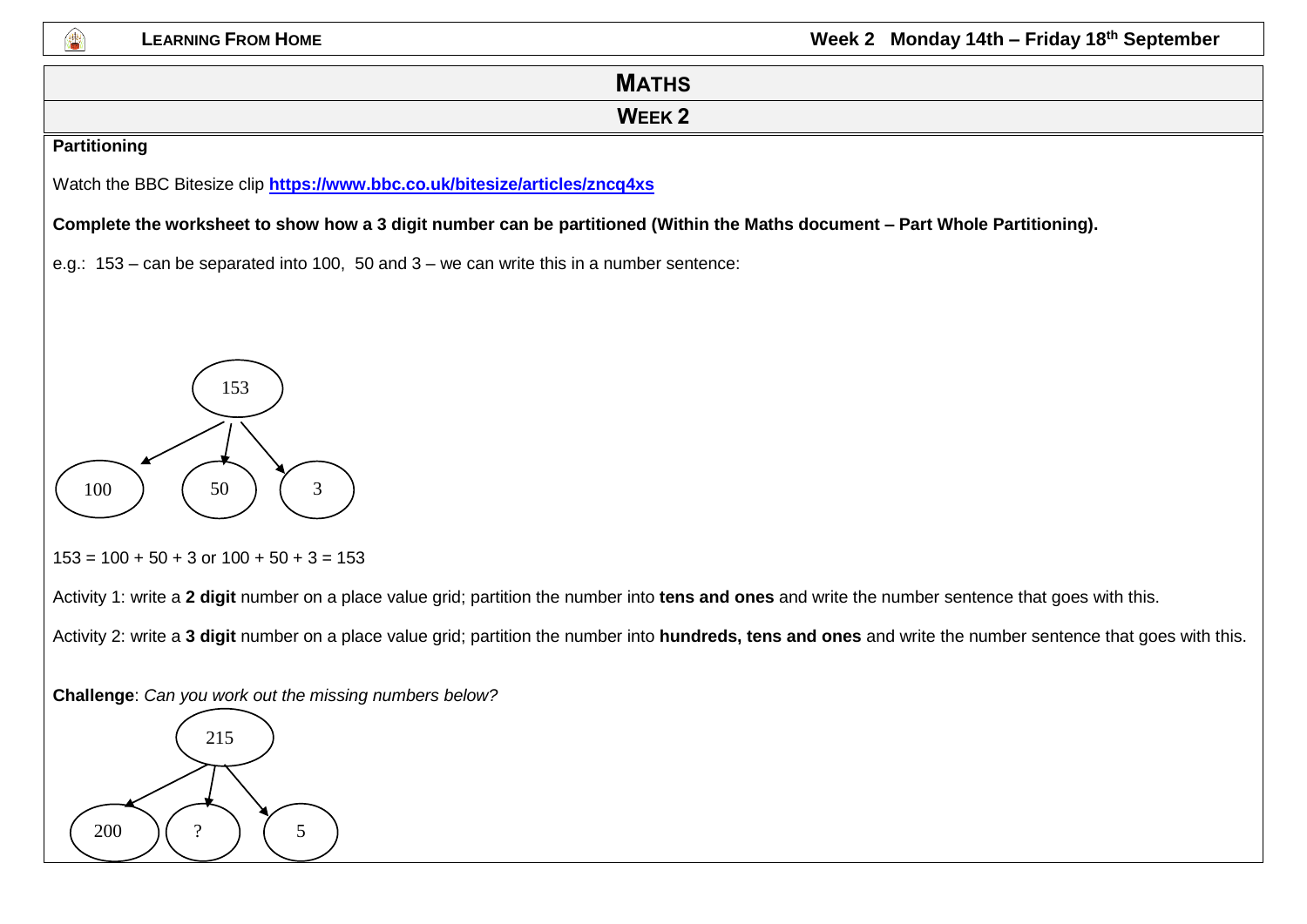# MATHS

## WEEK 2

**Partitioning**

Watch the BBC Bitesize clip **https://www.bbc.co.uk/bitesize/articles/zncq4xs**

**Complete the worksheet to show how a 3 digit number can be partitioned (Within the Maths document – Part Whole Partitioning).**

e.g.: 153 – can be separated into 100, 50 and 3 – we can write this in a number sentence:

153

100 50 3

153 = 100 + 50 + 3 or 100 + 50 + 3 = 153

Activity 1: write a **2 digit** number on a place value grid; partition the number into **tens and ones** and write the number sentence that goes with this.

Activity 2: write a **3 digit** number on a place value grid; partition the number into **hundreds, tens and ones** and write the number sentence that goes with this.

**Challenge**: *Can you work out the missing numbers below?*

215

200 ? 5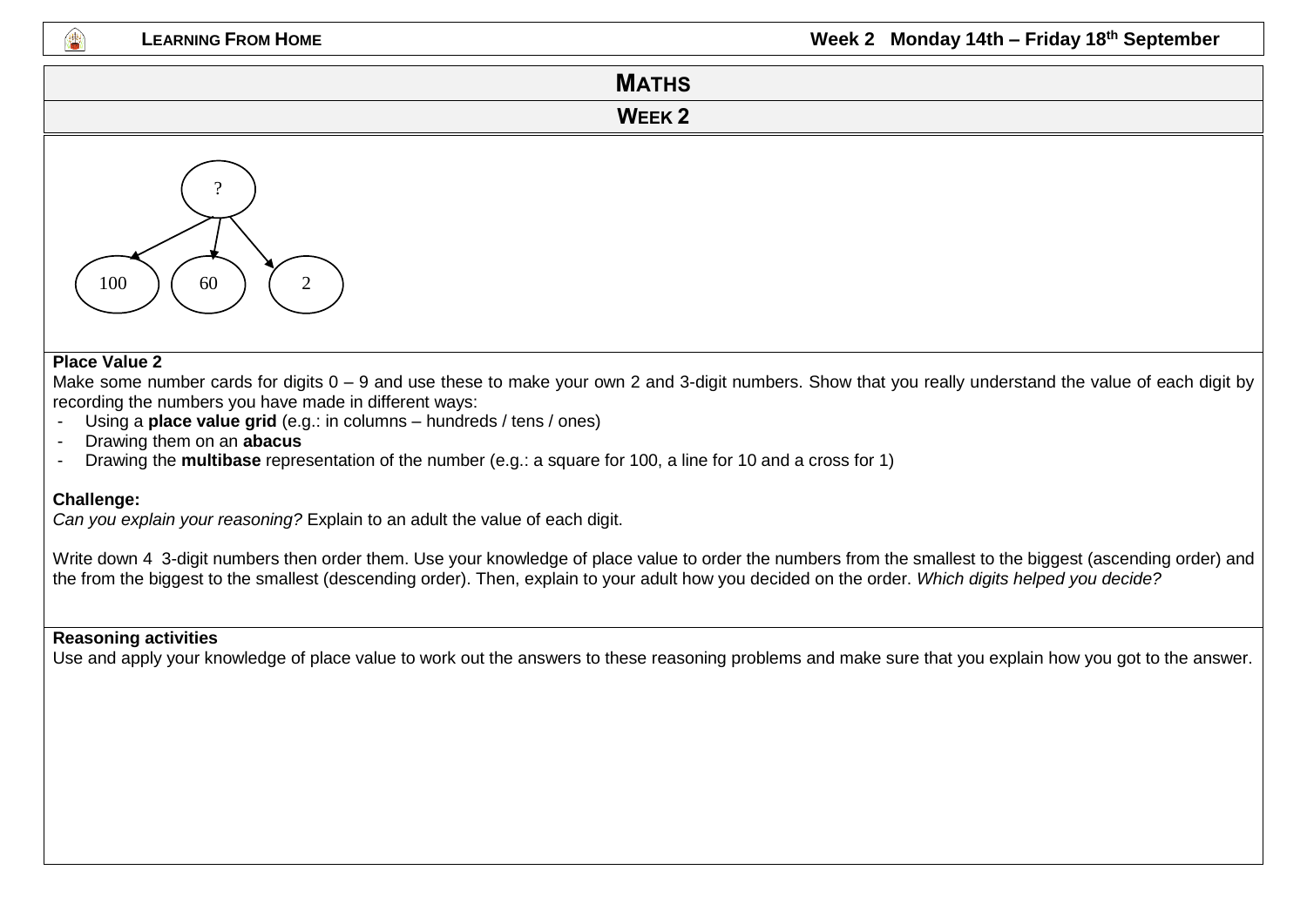# MATHS

## WEEK 2

?

100 60 2

**Place Value 2**

Make some number cards for digits 0 – 9 and use these to make your own 2 and 3-digit numbers. Show that you really understand the value of each digit by recording the numbers you have made in different ways:

- Using a **place value grid** (e.g.: in columns – hundreds / tens / ones)
- Drawing them on an **abacus**
- Drawing the **multibase** representation of the number (e.g.: a square for 100, a line for 10 and a cross for 1)

**Challenge:**

*Can you explain your reasoning?* Explain to an adult the value of each digit.

Write down 4 3-digit numbers then order them. Use your knowledge of place value to order the numbers from the smallest to the biggest (ascending order) and the from the biggest to the smallest (descending order). Then, explain to your adult how you decided on the order. *Which digits helped you decide?*

**Reasoning activities**

Use and apply your knowledge of place value to work out the answers to these reasoning problems and make sure that you explain how you got to the answer.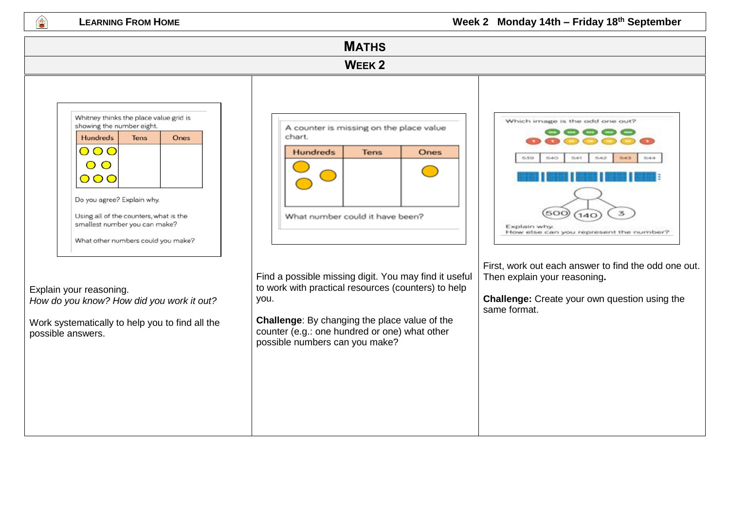# MATHS

## WEEK 2

Whitney thinks the place value grid is showing the number eight.

| Hundreds | Tens | Ones |
|---|---|---|
| ○○○ ○○ ○○○ | | |

Do you agree? Explain why.

Using all of the counters, what is the smallest number you can make?

What other numbers could you make?

Explain your reasoning.
*How do you know? How did you work it out?*

Work systematically to help you to find all the possible answers.

A counter is missing on the place value chart.

| Hundreds | Tens | Ones |
|---|---|---|
| ○ ○ ○ | | ○ |

What number could it have been?

Find a possible missing digit. You may find it useful to work with practical resources (counters) to help you.

**Challenge**: By changing the place value of the counter (e.g.: one hundred or one) what other possible numbers can you make?

Which image is the odd one out?

| 539 | 540 | 541 | 542 | 543 | 544 |
|---|---|---|---|---|---|

500, 140, 3

Explain why.
How else can you represent the number?

First, work out each answer to find the odd one out. Then explain your reasoning**.**

**Challenge:** Create your own question using the same format.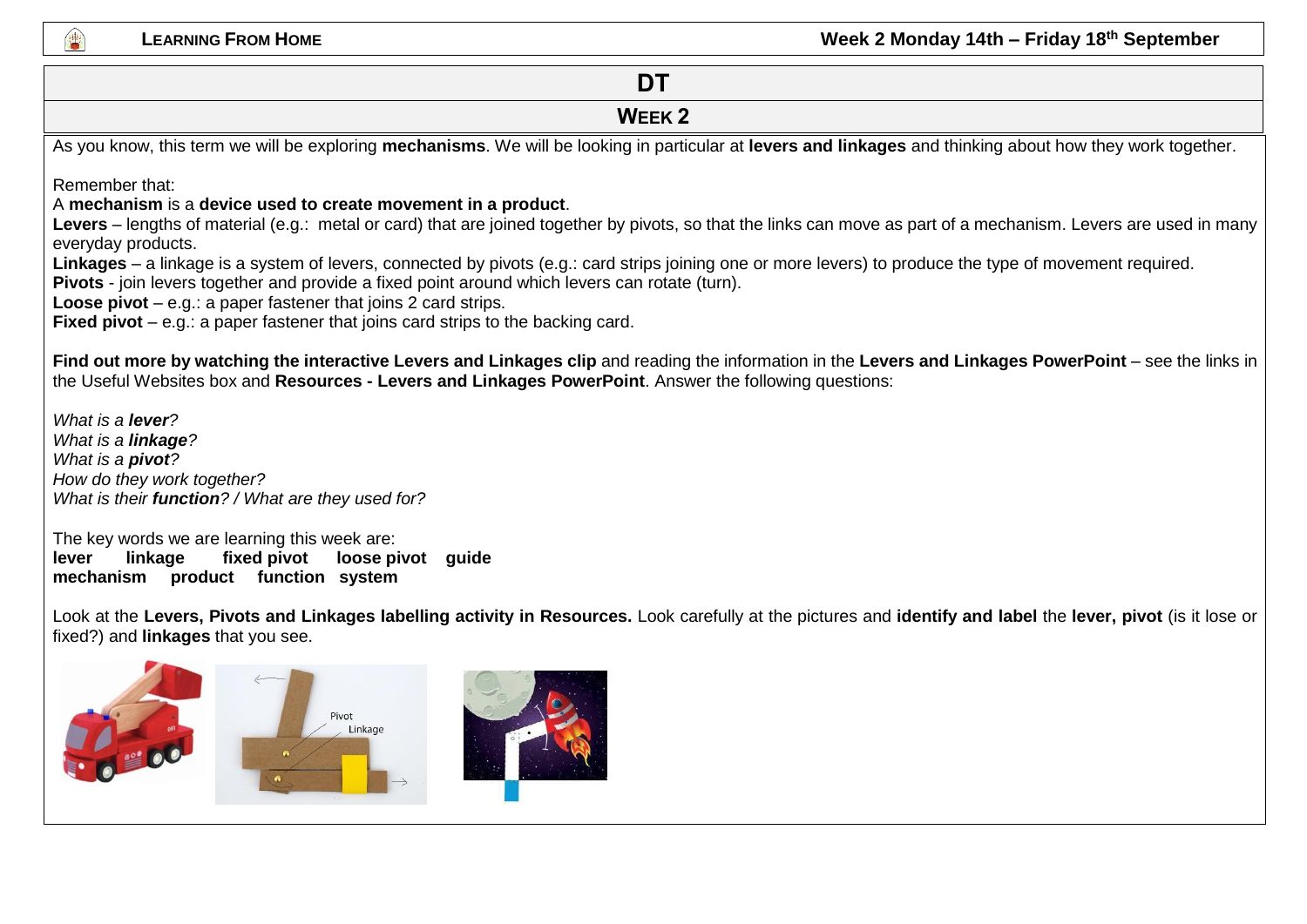# DT

## Week 2

As you know, this term we will be exploring **mechanisms**. We will be looking in particular at **levers and linkages** and thinking about how they work together.

Remember that:

A **mechanism** is a **device used to create movement in a product**.

**Levers** – lengths of material (e.g.: metal or card) that are joined together by pivots, so that the links can move as part of a mechanism. Levers are used in many everyday products.

**Linkages** – a linkage is a system of levers, connected by pivots (e.g.: card strips joining one or more levers) to produce the type of movement required.

**Pivots** - join levers together and provide a fixed point around which levers can rotate (turn).

**Loose pivot** – e.g.: a paper fastener that joins 2 card strips.

**Fixed pivot** – e.g.: a paper fastener that joins card strips to the backing card.

**Find out more by watching the interactive Levers and Linkages clip** and reading the information in the **Levers and Linkages PowerPoint** – see the links in the Useful Websites box and **Resources - Levers and Linkages PowerPoint**. Answer the following questions:

*What is a **lever**?*
*What is a **linkage**?*
*What is a **pivot**?*
*How do they work together?*
*What is their **function**? / What are they used for?*

The key words we are learning this week are:

**lever linkage fixed pivot loose pivot guide**
**mechanism product function system**

Look at the **Levers, Pivots and Linkages labelling activity in Resources.** Look carefully at the pictures and **identify and label** the **lever, pivot** (is it lose or fixed?) and **linkages** that you see.

Pivot

Linkage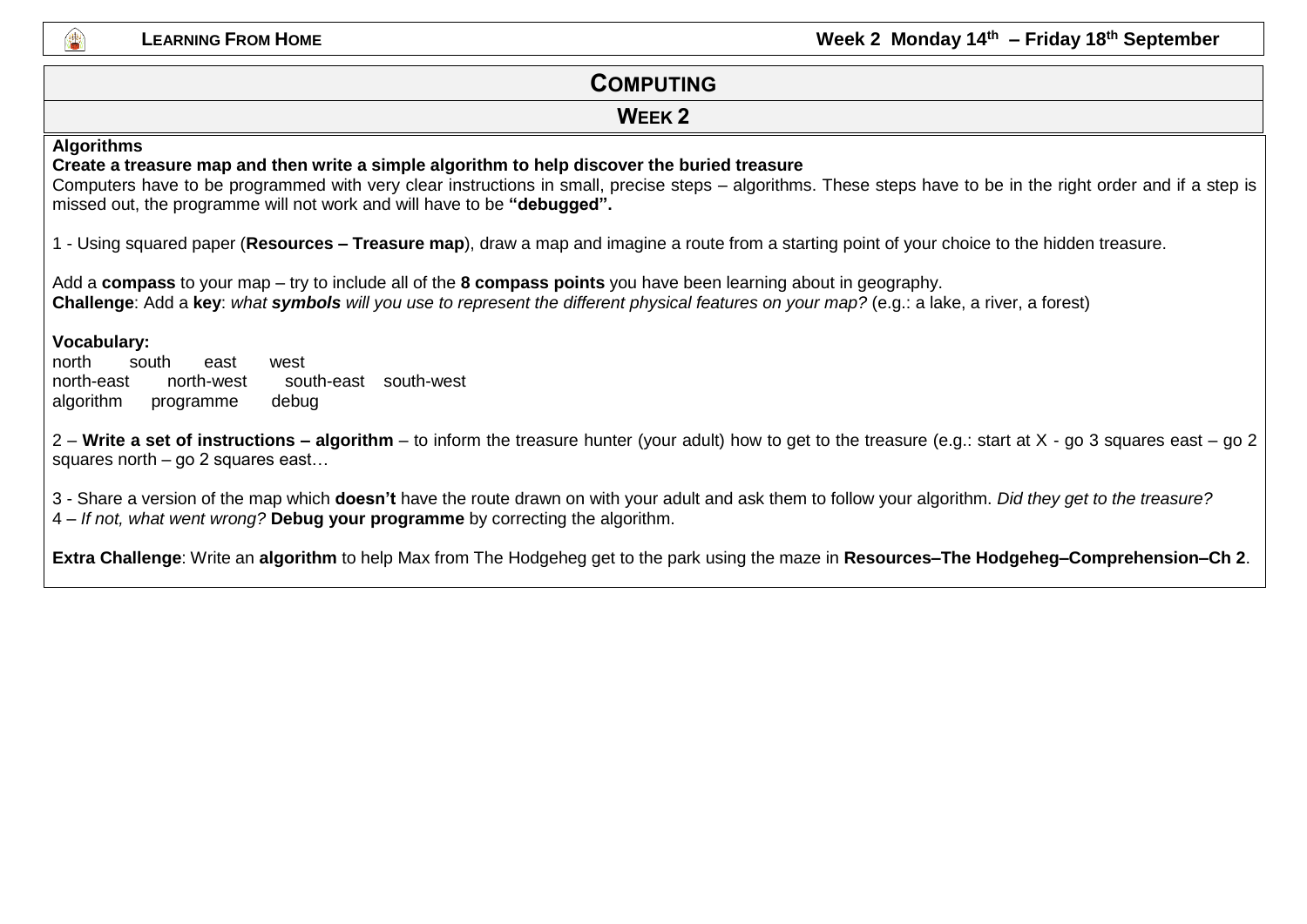# COMPUTING

## WEEK 2

**Algorithms**

**Create a treasure map and then write a simple algorithm to help discover the buried treasure**

Computers have to be programmed with very clear instructions in small, precise steps – algorithms. These steps have to be in the right order and if a step is missed out, the programme will not work and will have to be **"debugged".**

1 - Using squared paper (**Resources – Treasure map**), draw a map and imagine a route from a starting point of your choice to the hidden treasure.

Add a **compass** to your map – try to include all of the **8 compass points** you have been learning about in geography.
**Challenge**: Add a **key**: *what **symbols** will you use to represent the different physical features on your map?* (e.g.: a lake, a river, a forest)

**Vocabulary:**
north south east west
north-east north-west south-east south-west
algorithm programme debug

2 – **Write a set of instructions – algorithm** – to inform the treasure hunter (your adult) how to get to the treasure (e.g.: start at X - go 3 squares east – go 2 squares north – go 2 squares east…

3 - Share a version of the map which **doesn't** have the route drawn on with your adult and ask them to follow your algorithm. *Did they get to the treasure?*
4 – *If not, what went wrong?* **Debug your programme** by correcting the algorithm.

**Extra Challenge**: Write an **algorithm** to help Max from The Hodgeheg get to the park using the maze in **Resources–The Hodgeheg–Comprehension–Ch 2**.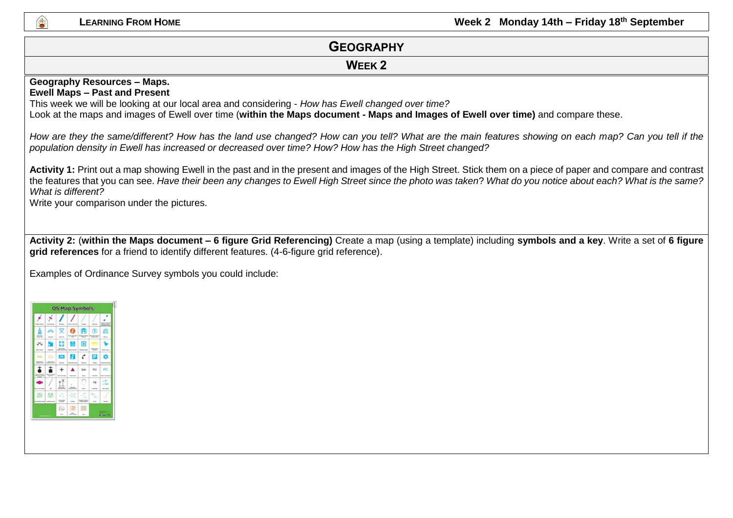# GEOGRAPHY

## WEEK 2

**Geography Resources – Maps.**
**Ewell Maps – Past and Present**

This week we will be looking at our local area and considering - *How has Ewell changed over time?*
Look at the maps and images of Ewell over time (**within the Maps document - Maps and Images of Ewell over time)** and compare these.

*How are they the same/different? How has the land use changed? How can you tell? What are the main features showing on each map? Can you tell if the population density in Ewell has increased or decreased over time? How? How has the High Street changed?*

**Activity 1:** Print out a map showing Ewell in the past and in the present and images of the High Street. Stick them on a piece of paper and compare and contrast the features that you can see. *Have their been any changes to Ewell High Street since the photo was taken? What do you notice about each? What is the same? What is different?*
Write your comparison under the pictures.

**Activity 2:** (**within the Maps document – 6 figure Grid Referencing)** Create a map (using a template) including **symbols and a key**. Write a set of **6 figure grid references** for a friend to identify different features. (4-6-figure grid reference).

Examples of Ordinance Survey symbols you could include: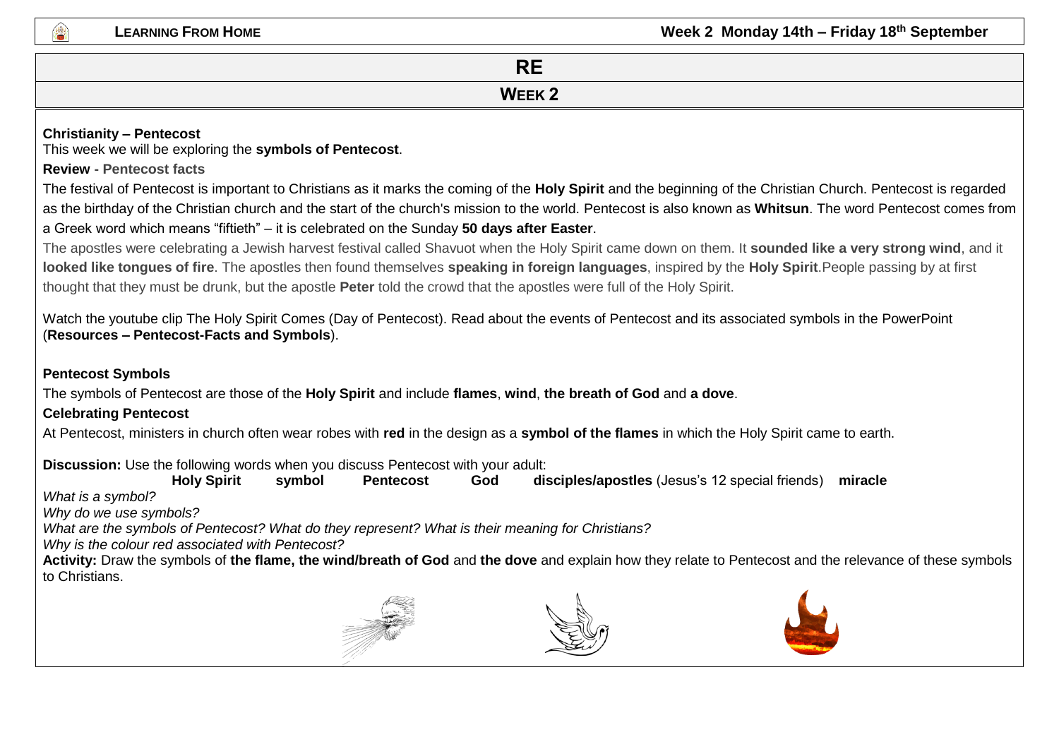# RE

## Week 2

**Christianity – Pentecost**

This week we will be exploring the **symbols of Pentecost**.

**Review - Pentecost facts**

The festival of Pentecost is important to Christians as it marks the coming of the **Holy Spirit** and the beginning of the Christian Church. Pentecost is regarded as the birthday of the Christian church and the start of the church's mission to the world. Pentecost is also known as **Whitsun**. The word Pentecost comes from a Greek word which means "fiftieth" – it is celebrated on the Sunday **50 days after Easter**.

The apostles were celebrating a Jewish harvest festival called Shavuot when the Holy Spirit came down on them. It **sounded like a very strong wind**, and it **looked like tongues of fire**. The apostles then found themselves **speaking in foreign languages**, inspired by the **Holy Spirit**.People passing by at first thought that they must be drunk, but the apostle **Peter** told the crowd that the apostles were full of the Holy Spirit.

Watch the youtube clip The Holy Spirit Comes (Day of Pentecost). Read about the events of Pentecost and its associated symbols in the PowerPoint (**Resources – Pentecost-Facts and Symbols**).

**Pentecost Symbols**

The symbols of Pentecost are those of the **Holy Spirit** and include **flames**, **wind**, **the breath of God** and **a dove**.

**Celebrating Pentecost**

At Pentecost, ministers in church often wear robes with **red** in the design as a **symbol of the flames** in which the Holy Spirit came to earth.

**Discussion:** Use the following words when you discuss Pentecost with your adult:

**Holy Spirit** **symbol** **Pentecost** **God** **disciples/apostles** (Jesus's 12 special friends) **miracle**

*What is a symbol?*

*Why do we use symbols?*

*What are the symbols of Pentecost? What do they represent? What is their meaning for Christians?*

*Why is the colour red associated with Pentecost?*

**Activity:** Draw the symbols of **the flame, the wind/breath of God** and **the dove** and explain how they relate to Pentecost and the relevance of these symbols to Christians.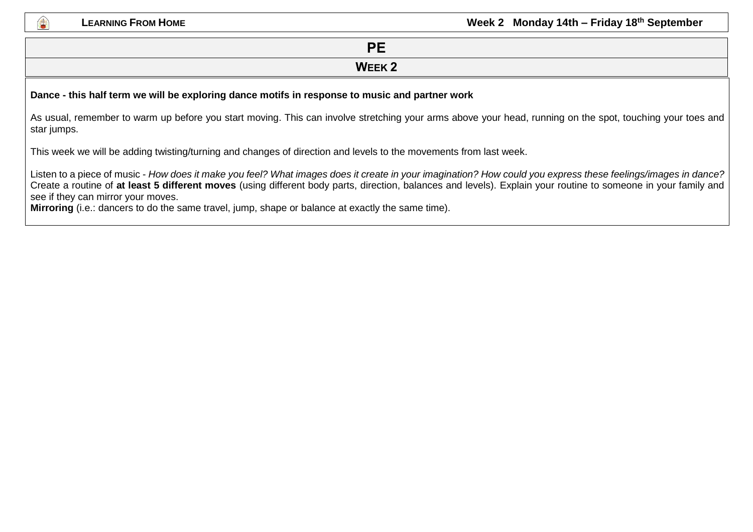# PE

## Week 2

**Dance - this half term we will be exploring dance motifs in response to music and partner work**

As usual, remember to warm up before you start moving. This can involve stretching your arms above your head, running on the spot, touching your toes and star jumps.

This week we will be adding twisting/turning and changes of direction and levels to the movements from last week.

Listen to a piece of music - *How does it make you feel? What images does it create in your imagination? How could you express these feelings/images in dance?* Create a routine of **at least 5 different moves** (using different body parts, direction, balances and levels). Explain your routine to someone in your family and see if they can mirror your moves.

**Mirroring** (i.e.: dancers to do the same travel, jump, shape or balance at exactly the same time).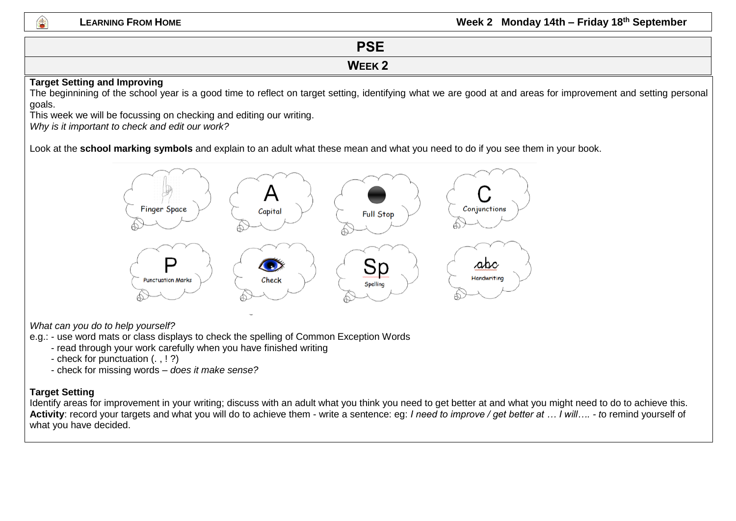# PSE

## Week 2

**Target Setting and Improving**

The beginnining of the school year is a good time to reflect on target setting, identifying what we are good at and areas for improvement and setting personal goals.

This week we will be focussing on checking and editing our writing.

*Why is it important to check and edit our work?*

Look at the **school marking symbols** and explain to an adult what these mean and what you need to do if you see them in your book.

Finger Space | A Capital | Full Stop | C Conjunctions

P Punctuation Marks | Check | Sp Spelling | abc Handwriting

*What can you do to help yourself?*

e.g.: - use word mats or class displays to check the spelling of Common Exception Words

- read through your work carefully when you have finished writing
- check for punctuation (. , ! ?)
- check for missing words – *does it make sense?*

**Target Setting**

Identify areas for improvement in your writing; discuss with an adult what you think you need to get better at and what you might need to do to achieve this.

**Activity**: record your targets and what you will do to achieve them - write a sentence: eg: *I need to improve / get better at … I will…. - t*o remind yourself of what you have decided.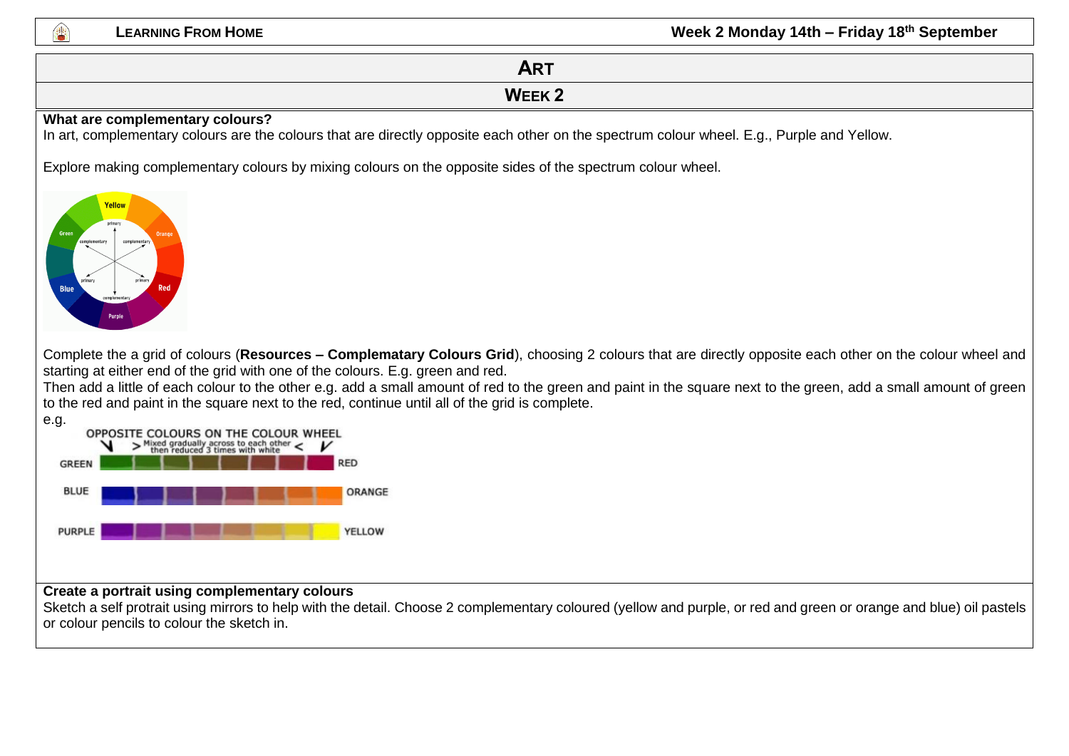# ART

## WEEK 2

**What are complementary colours?**
In art, complementary colours are the colours that are directly opposite each other on the spectrum colour wheel. E.g., Purple and Yellow.

Explore making complementary colours by mixing colours on the opposite sides of the spectrum colour wheel.

Complete the a grid of colours (**Resources – Complematary Colours Grid**), choosing 2 colours that are directly opposite each other on the colour wheel and starting at either end of the grid with one of the colours. E.g. green and red.
Then add a little of each colour to the other e.g. add a small amount of red to the green and paint in the square next to the green, add a small amount of green to the red and paint in the square next to the red, continue until all of the grid is complete.
e.g.

**Create a portrait using complementary colours**
Sketch a self protrait using mirrors to help with the detail. Choose 2 complementary coloured (yellow and purple, or red and green or orange and blue) oil pastels or colour pencils to colour the sketch in.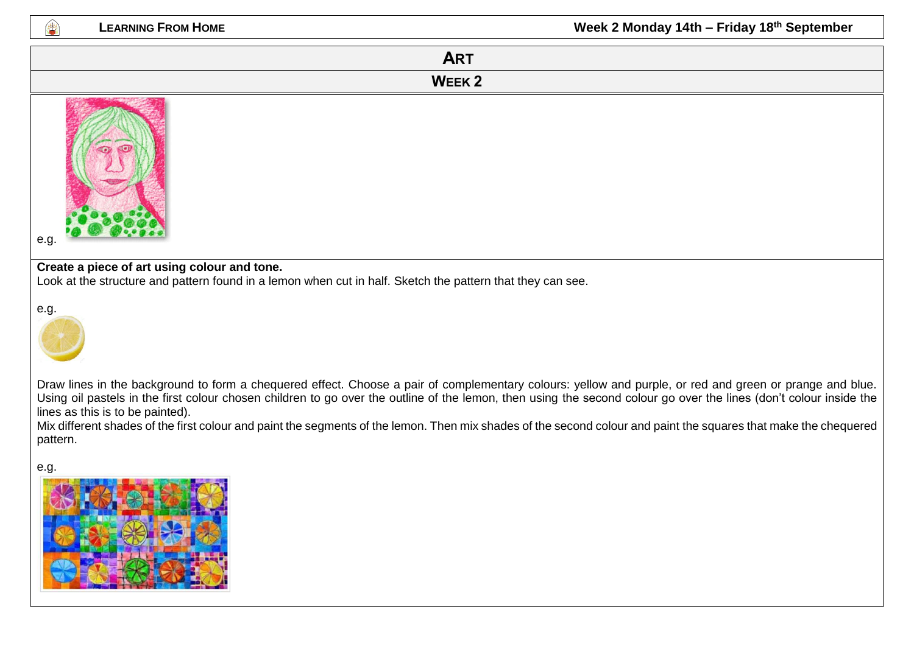# ART

## WEEK 2

e.g.

**Create a piece of art using colour and tone.**

Look at the structure and pattern found in a lemon when cut in half. Sketch the pattern that they can see.

e.g.

Draw lines in the background to form a chequered effect. Choose a pair of complementary colours: yellow and purple, or red and green or prange and blue. Using oil pastels in the first colour chosen children to go over the outline of the lemon, then using the second colour go over the lines (don't colour inside the lines as this is to be painted).

Mix different shades of the first colour and paint the segments of the lemon. Then mix shades of the second colour and paint the squares that make the chequered pattern.

e.g.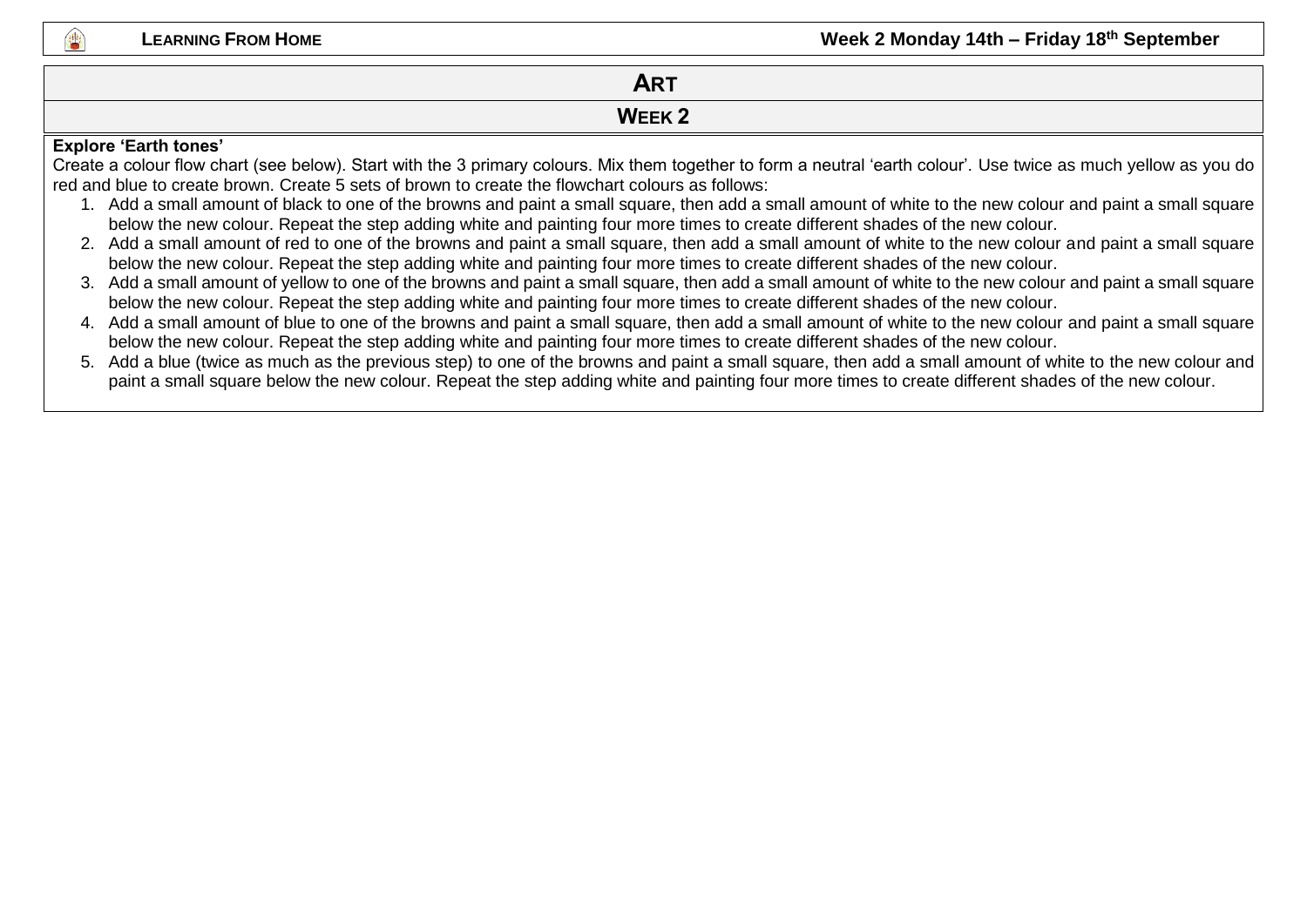# Art

## Week 2

**Explore 'Earth tones'**

Create a colour flow chart (see below). Start with the 3 primary colours. Mix them together to form a neutral 'earth colour'. Use twice as much yellow as you do red and blue to create brown. Create 5 sets of brown to create the flowchart colours as follows:

1. Add a small amount of black to one of the browns and paint a small square, then add a small amount of white to the new colour and paint a small square below the new colour. Repeat the step adding white and painting four more times to create different shades of the new colour.
2. Add a small amount of red to one of the browns and paint a small square, then add a small amount of white to the new colour and paint a small square below the new colour. Repeat the step adding white and painting four more times to create different shades of the new colour.
3. Add a small amount of yellow to one of the browns and paint a small square, then add a small amount of white to the new colour and paint a small square below the new colour. Repeat the step adding white and painting four more times to create different shades of the new colour.
4. Add a small amount of blue to one of the browns and paint a small square, then add a small amount of white to the new colour and paint a small square below the new colour. Repeat the step adding white and painting four more times to create different shades of the new colour.
5. Add a blue (twice as much as the previous step) to one of the browns and paint a small square, then add a small amount of white to the new colour and paint a small square below the new colour. Repeat the step adding white and painting four more times to create different shades of the new colour.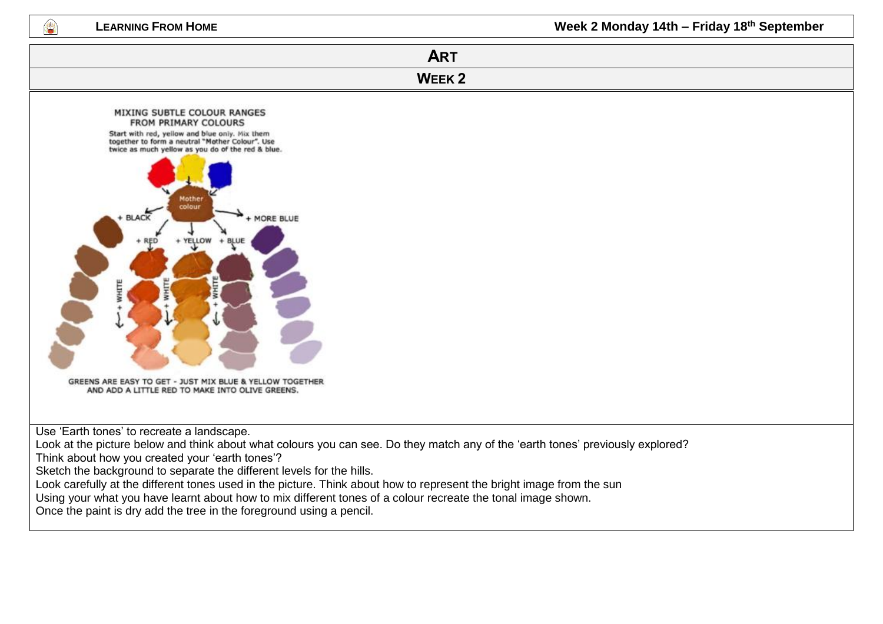# ART

## WEEK 2

MIXING SUBTLE COLOUR RANGES FROM PRIMARY COLOURS

Start with red, yellow and blue only. Mix them together to form a neutral "Mother Colour". Use twice as much yellow as you do of the red & blue.

Mother colour

+ BLACK

+ MORE BLUE

+ RED

+ YELLOW

+ BLUE

+ WHITE

GREENS ARE EASY TO GET - JUST MIX BLUE & YELLOW TOGETHER AND ADD A LITTLE RED TO MAKE INTO OLIVE GREENS.

Use 'Earth tones' to recreate a landscape.

Look at the picture below and think about what colours you can see. Do they match any of the 'earth tones' previously explored?

Think about how you created your 'earth tones'?

Sketch the background to separate the different levels for the hills.

Look carefully at the different tones used in the picture. Think about how to represent the bright image from the sun

Using your what you have learnt about how to mix different tones of a colour recreate the tonal image shown.

Once the paint is dry add the tree in the foreground using a pencil.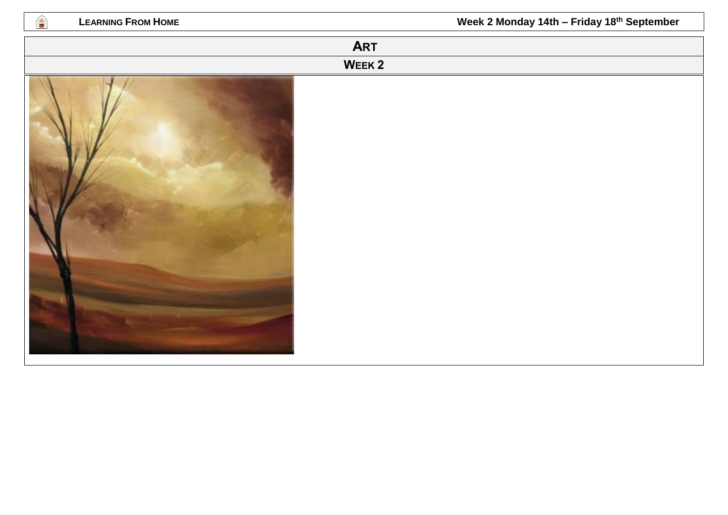# Art

## Week 2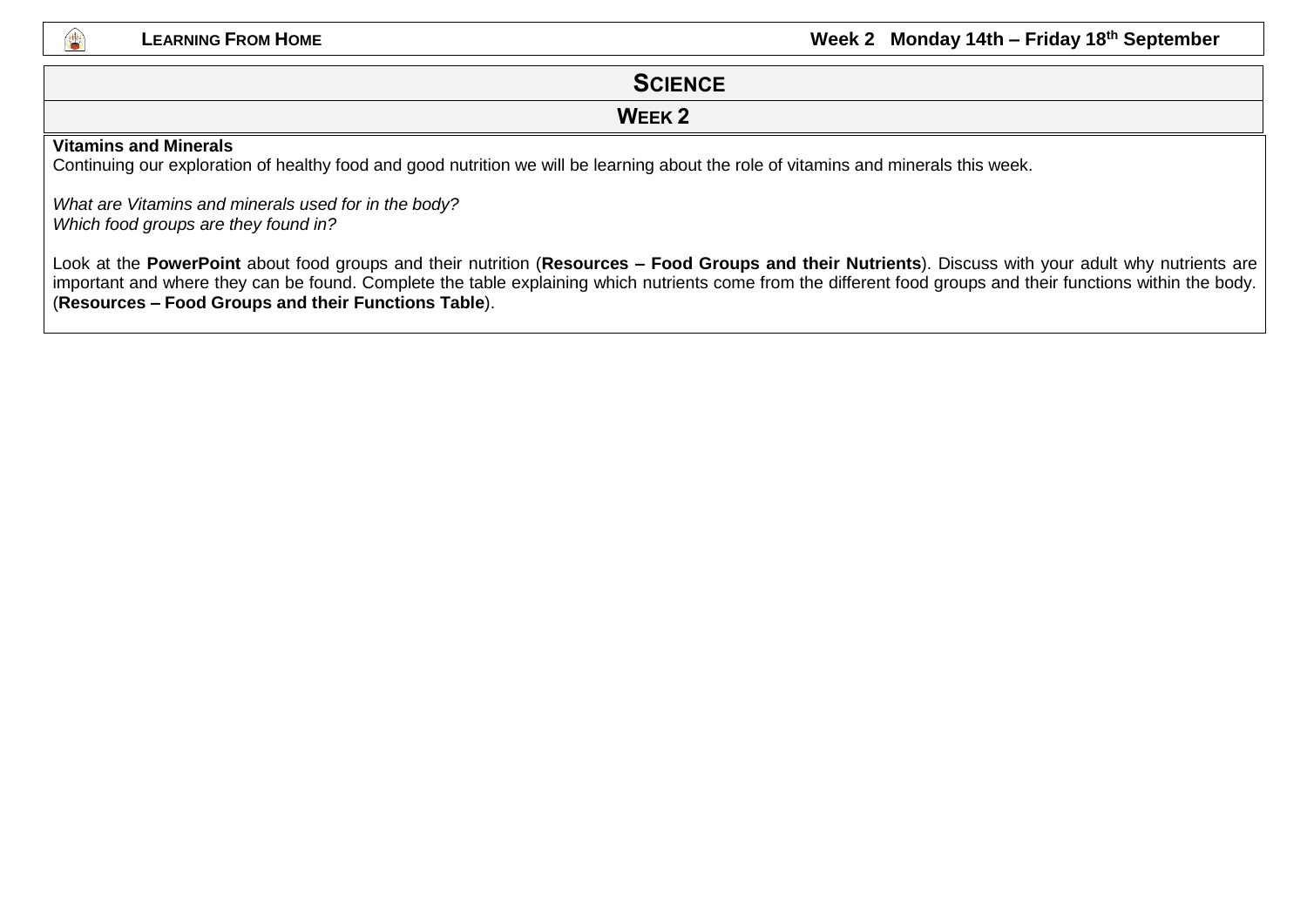# SCIENCE

## WEEK 2

**Vitamins and Minerals**

Continuing our exploration of healthy food and good nutrition we will be learning about the role of vitamins and minerals this week.

*What are Vitamins and minerals used for in the body?*
*Which food groups are they found in?*

Look at the **PowerPoint** about food groups and their nutrition (**Resources – Food Groups and their Nutrients**). Discuss with your adult why nutrients are important and where they can be found. Complete the table explaining which nutrients come from the different food groups and their functions within the body. (**Resources – Food Groups and their Functions Table**).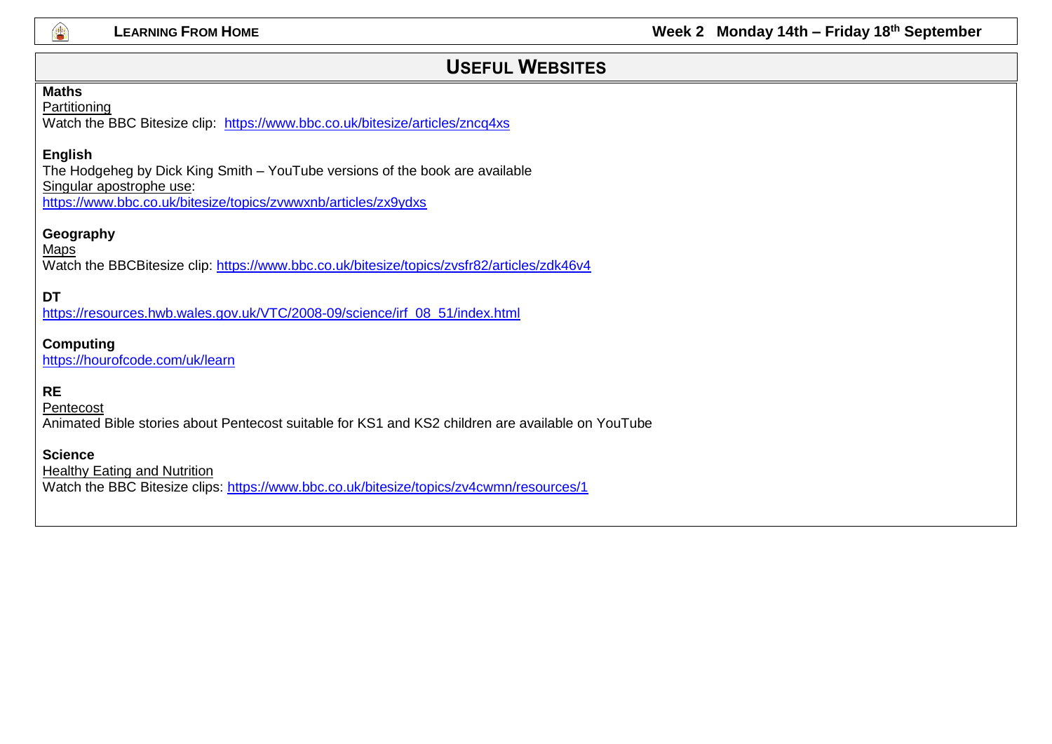# USEFUL WEBSITES

**Maths**

Partitioning

Watch the BBC Bitesize clip: https://www.bbc.co.uk/bitesize/articles/zncq4xs

**English**

The Hodgeheg by Dick King Smith – YouTube versions of the book are available

Singular apostrophe use:

https://www.bbc.co.uk/bitesize/topics/zvwwxnb/articles/zx9ydxs

**Geography**

Maps

Watch the BBCBitesize clip: https://www.bbc.co.uk/bitesize/topics/zvsfr82/articles/zdk46v4

**DT**

https://resources.hwb.wales.gov.uk/VTC/2008-09/science/irf_08_51/index.html

**Computing**

https://hourofcode.com/uk/learn

**RE**

Pentecost

Animated Bible stories about Pentecost suitable for KS1 and KS2 children are available on YouTube

**Science**

Healthy Eating and Nutrition

Watch the BBC Bitesize clips: https://www.bbc.co.uk/bitesize/topics/zv4cwmn/resources/1